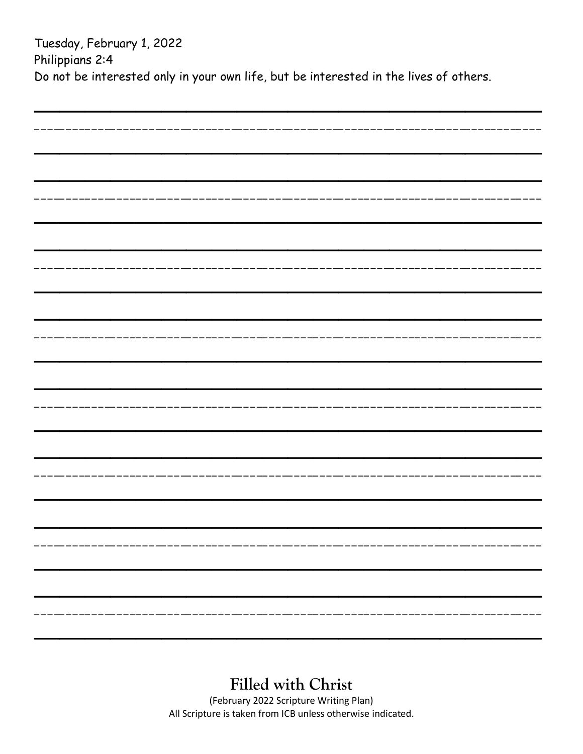Tuesday, February 1, 2022
Philippians 2:4
Do not be interested only in your own life, but be interested in the lives of others.

## Filled with Christ

(February 2022 Scripture Writing Plan)
All Scripture is taken from ICB unless otherwise indicated.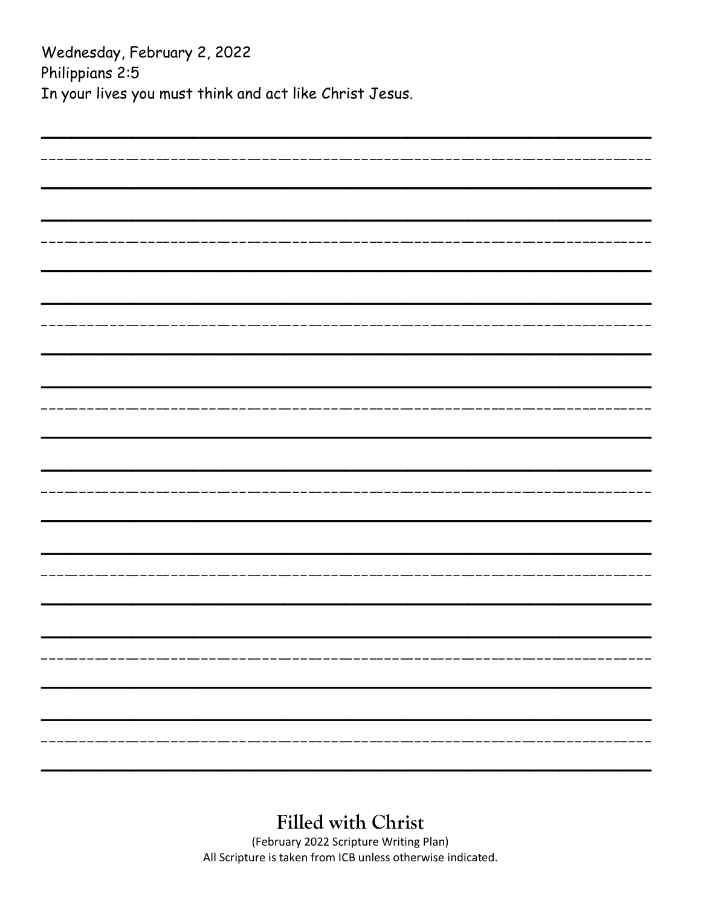Wednesday, February 2, 2022
Philippians 2:5
In your lives you must think and act like Christ Jesus.

## Filled with Christ

(February 2022 Scripture Writing Plan)
All Scripture is taken from ICB unless otherwise indicated.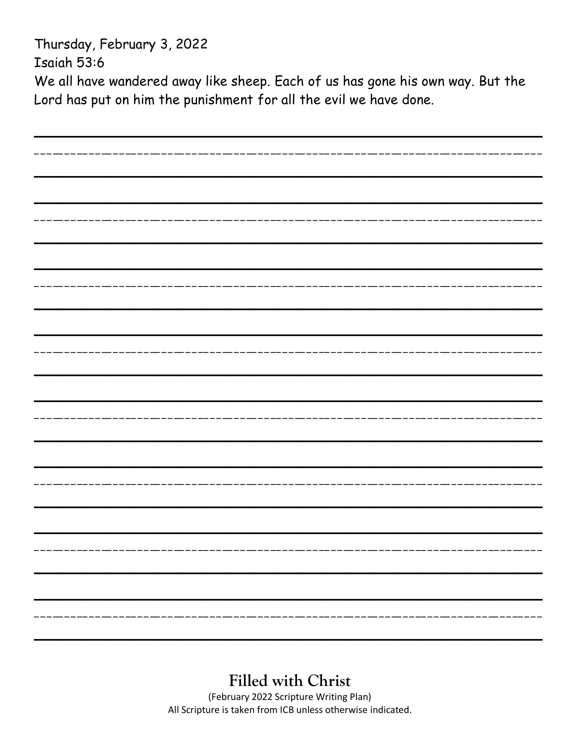Thursday, February 3, 2022

Isaiah 53:6

We all have wandered away like sheep. Each of us has gone his own way. But the Lord has put on him the punishment for all the evil we have done.

**Filled with Christ**

(February 2022 Scripture Writing Plan)

All Scripture is taken from ICB unless otherwise indicated.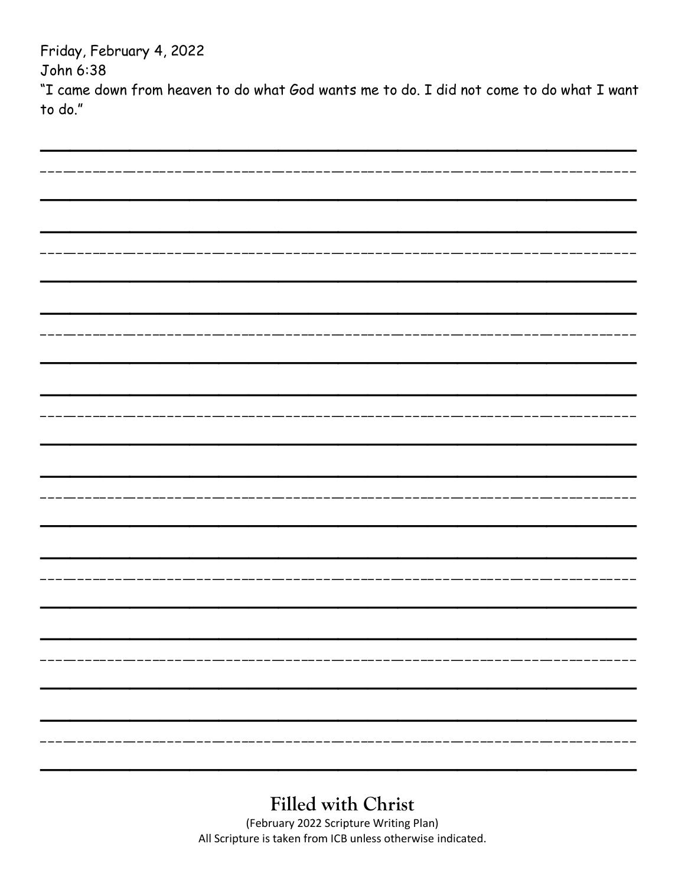Friday, February 4, 2022
John 6:38
"I came down from heaven to do what God wants me to do. I did not come to do what I want to do."

**Filled with Christ**

(February 2022 Scripture Writing Plan)
All Scripture is taken from ICB unless otherwise indicated.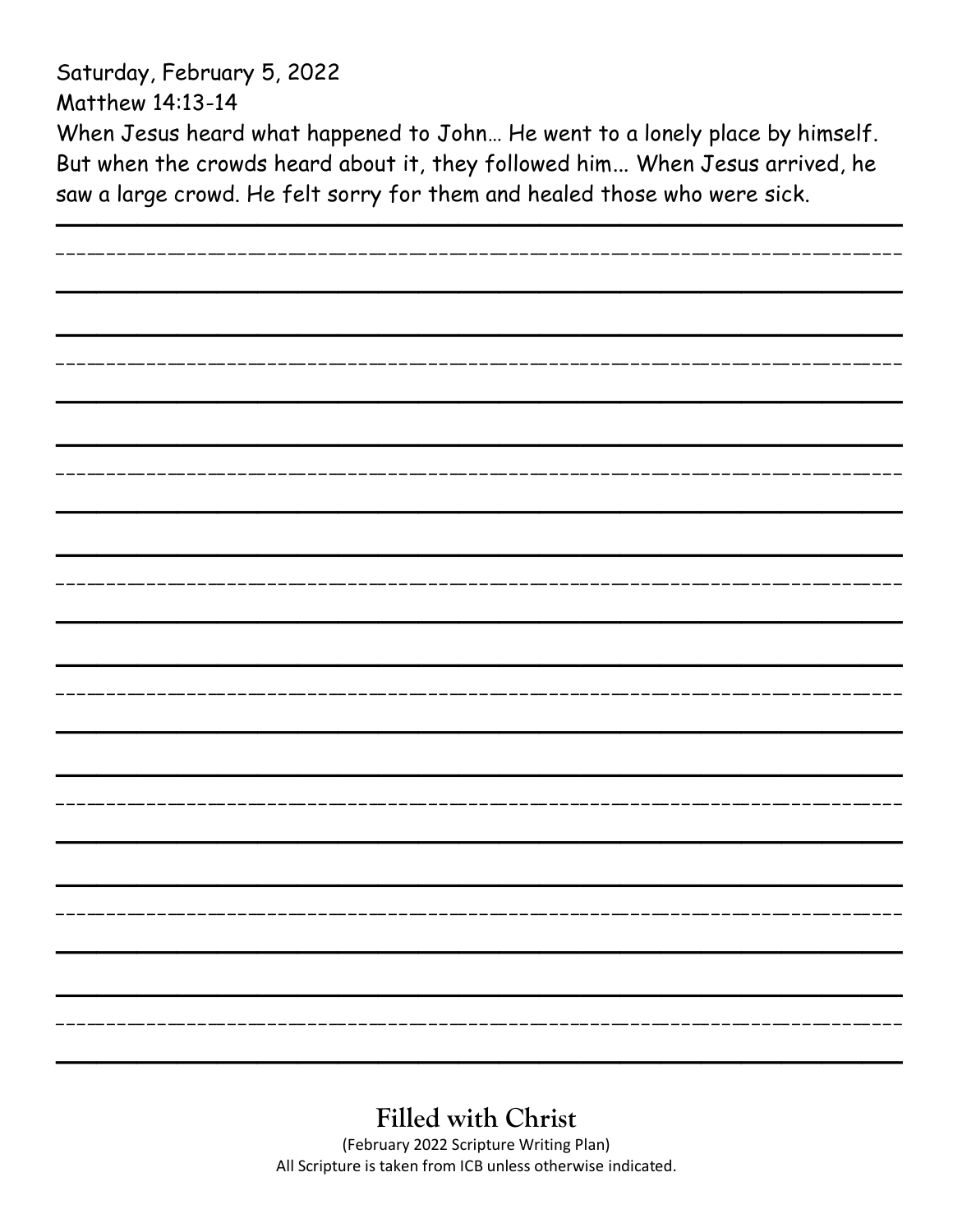Saturday, February 5, 2022

Matthew 14:13-14

When Jesus heard what happened to John… He went to a lonely place by himself. But when the crowds heard about it, they followed him... When Jesus arrived, he saw a large crowd. He felt sorry for them and healed those who were sick.

**Filled with Christ**

(February 2022 Scripture Writing Plan)

All Scripture is taken from ICB unless otherwise indicated.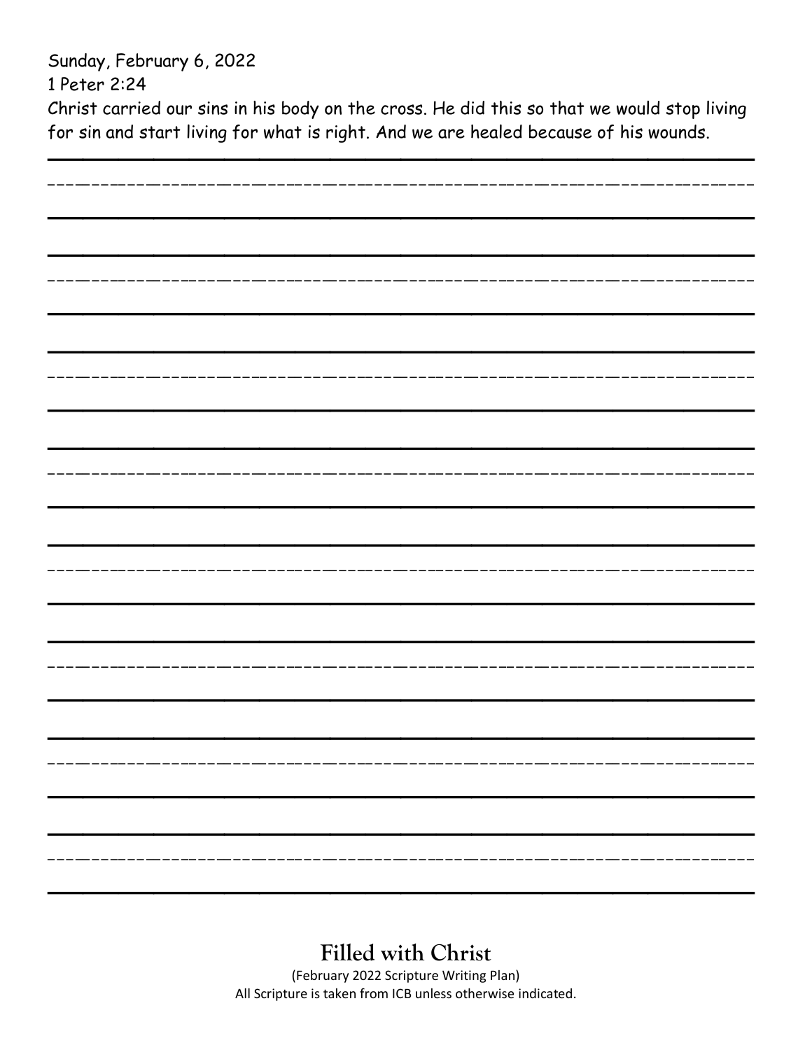Sunday, February 6, 2022

1 Peter 2:24

Christ carried our sins in his body on the cross. He did this so that we would stop living for sin and start living for what is right. And we are healed because of his wounds.

**Filled with Christ**

(February 2022 Scripture Writing Plan)

All Scripture is taken from ICB unless otherwise indicated.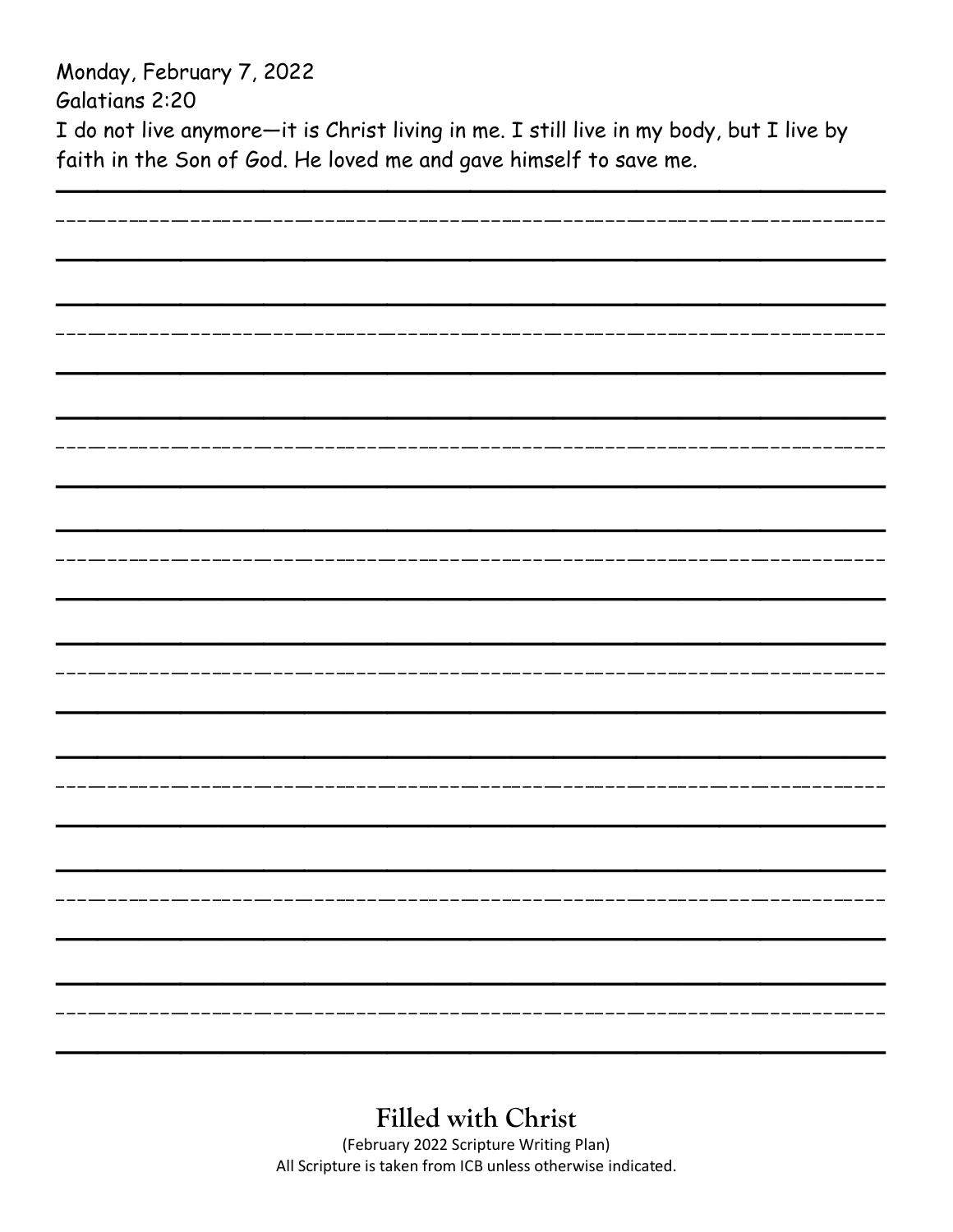Monday, February 7, 2022

Galatians 2:20

I do not live anymore—it is Christ living in me. I still live in my body, but I live by faith in the Son of God. He loved me and gave himself to save me.

**Filled with Christ**

(February 2022 Scripture Writing Plan)

All Scripture is taken from ICB unless otherwise indicated.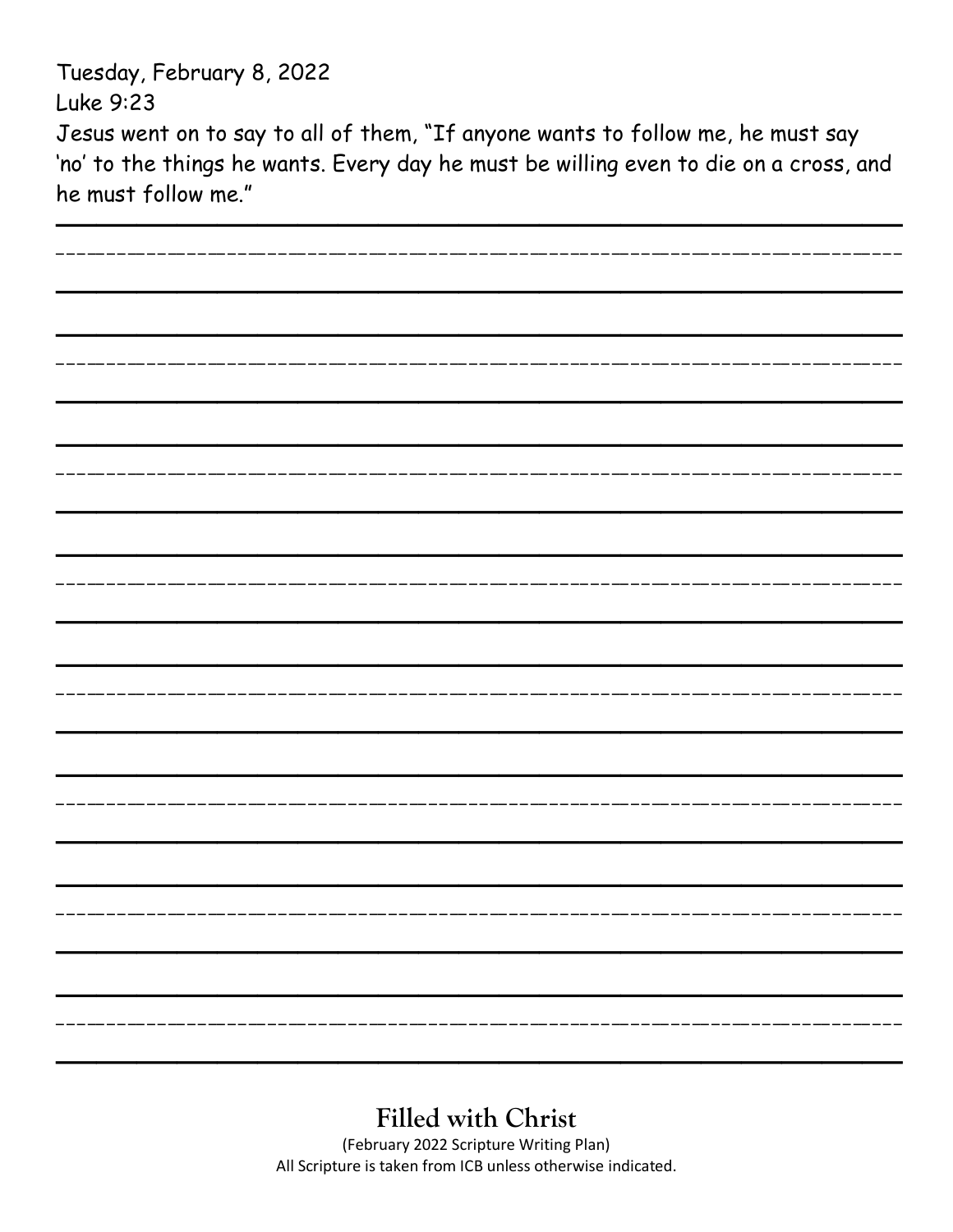Tuesday, February 8, 2022

Luke 9:23

Jesus went on to say to all of them, "If anyone wants to follow me, he must say 'no' to the things he wants. Every day he must be willing even to die on a cross, and he must follow me."

**Filled with Christ**

(February 2022 Scripture Writing Plan)

All Scripture is taken from ICB unless otherwise indicated.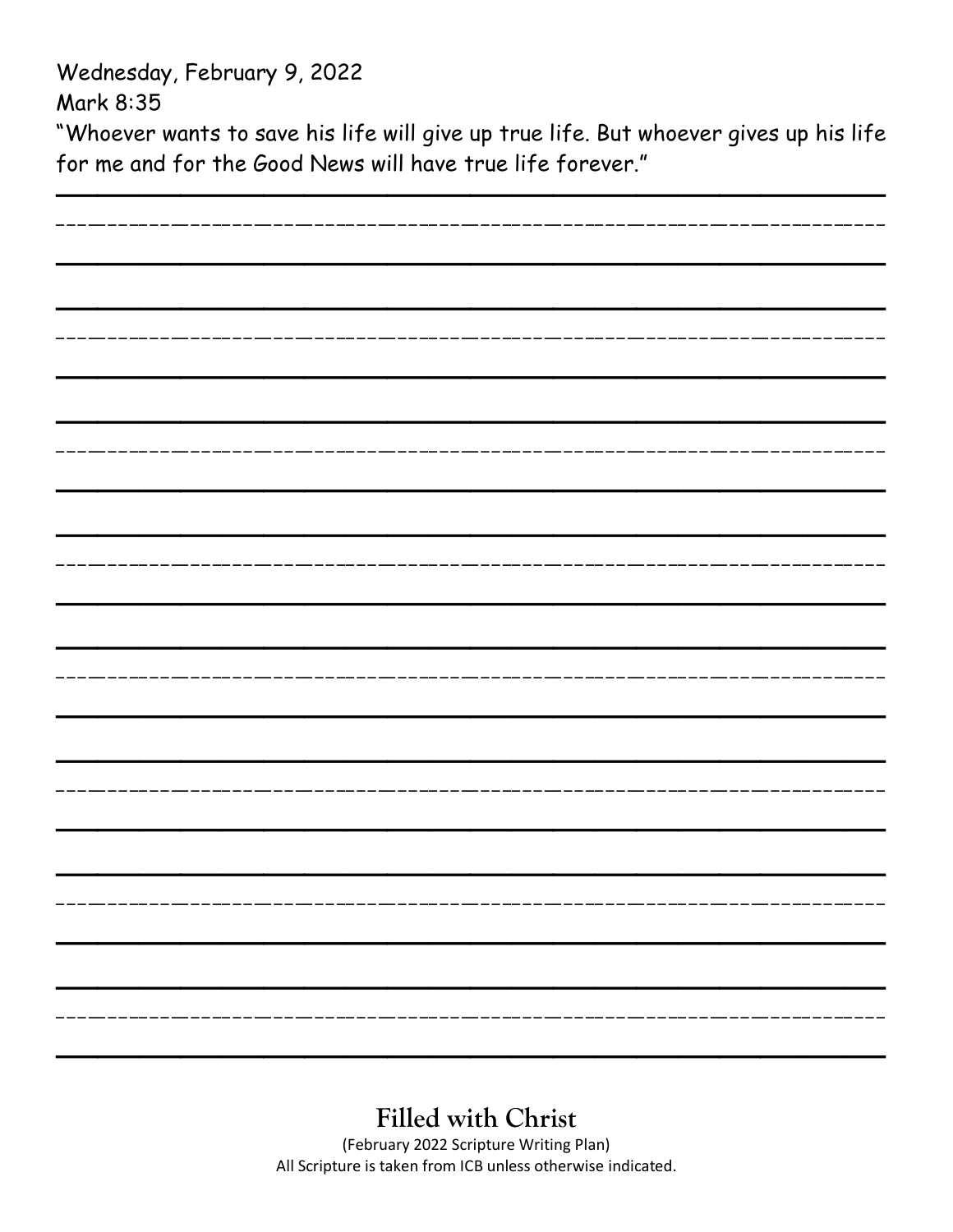Wednesday, February 9, 2022

Mark 8:35

"Whoever wants to save his life will give up true life. But whoever gives up his life for me and for the Good News will have true life forever."

## Filled with Christ

(February 2022 Scripture Writing Plan)

All Scripture is taken from ICB unless otherwise indicated.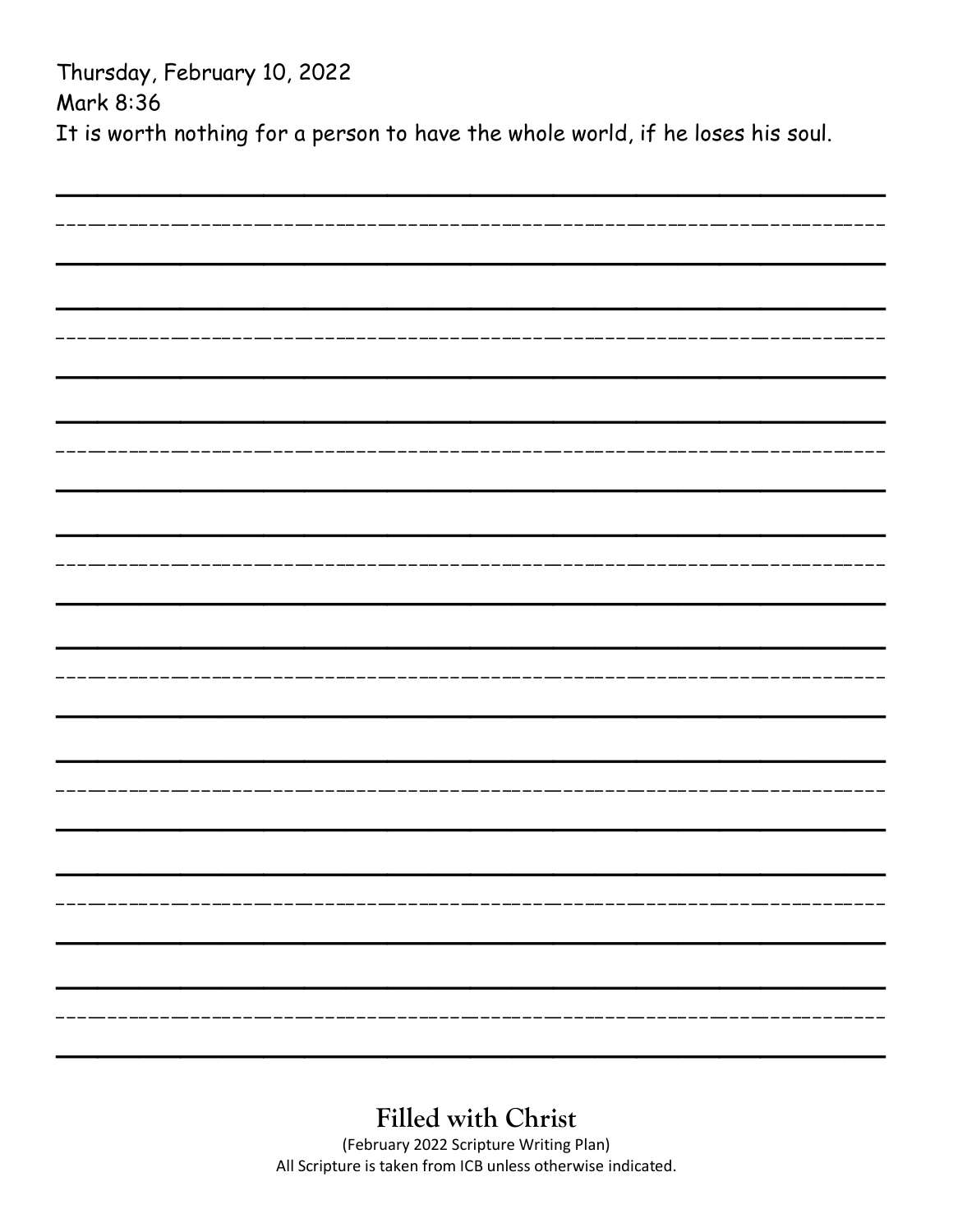Thursday, February 10, 2022
Mark 8:36
It is worth nothing for a person to have the whole world, if he loses his soul.

**Filled with Christ**

(February 2022 Scripture Writing Plan)
All Scripture is taken from ICB unless otherwise indicated.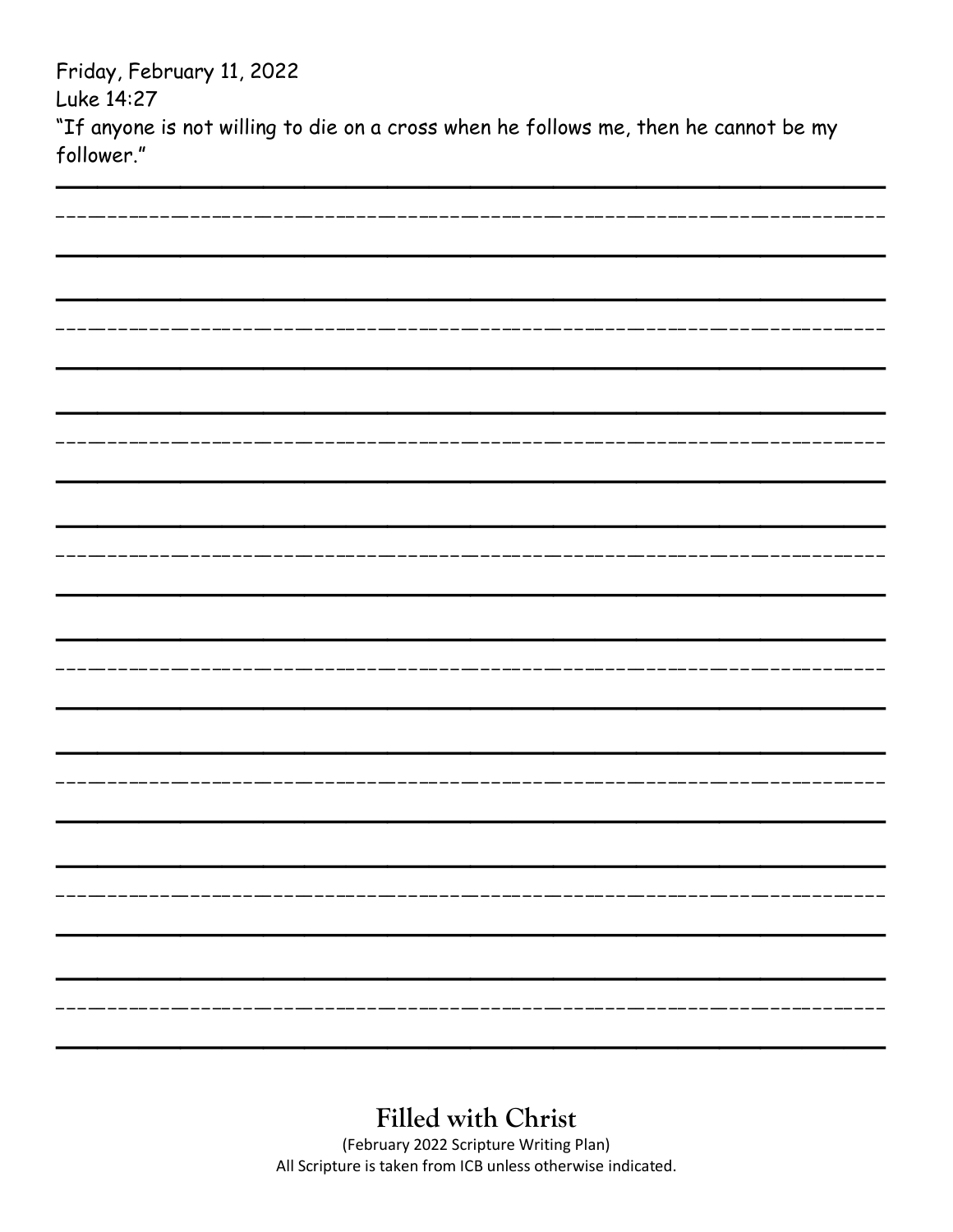Friday, February 11, 2022
Luke 14:27
"If anyone is not willing to die on a cross when he follows me, then he cannot be my follower."

**Filled with Christ**

(February 2022 Scripture Writing Plan)
All Scripture is taken from ICB unless otherwise indicated.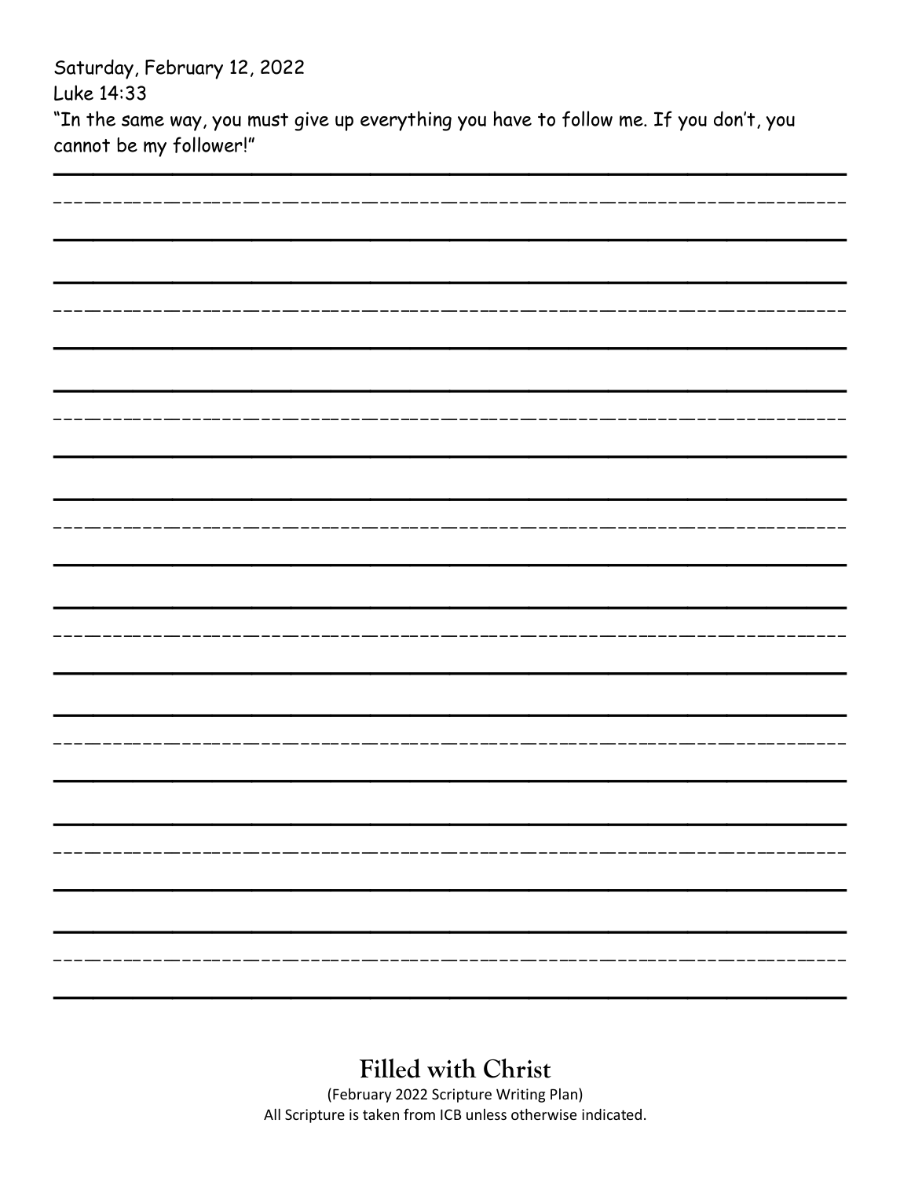Saturday, February 12, 2022

Luke 14:33

"In the same way, you must give up everything you have to follow me. If you don't, you cannot be my follower!"

## Filled with Christ

(February 2022 Scripture Writing Plan)

All Scripture is taken from ICB unless otherwise indicated.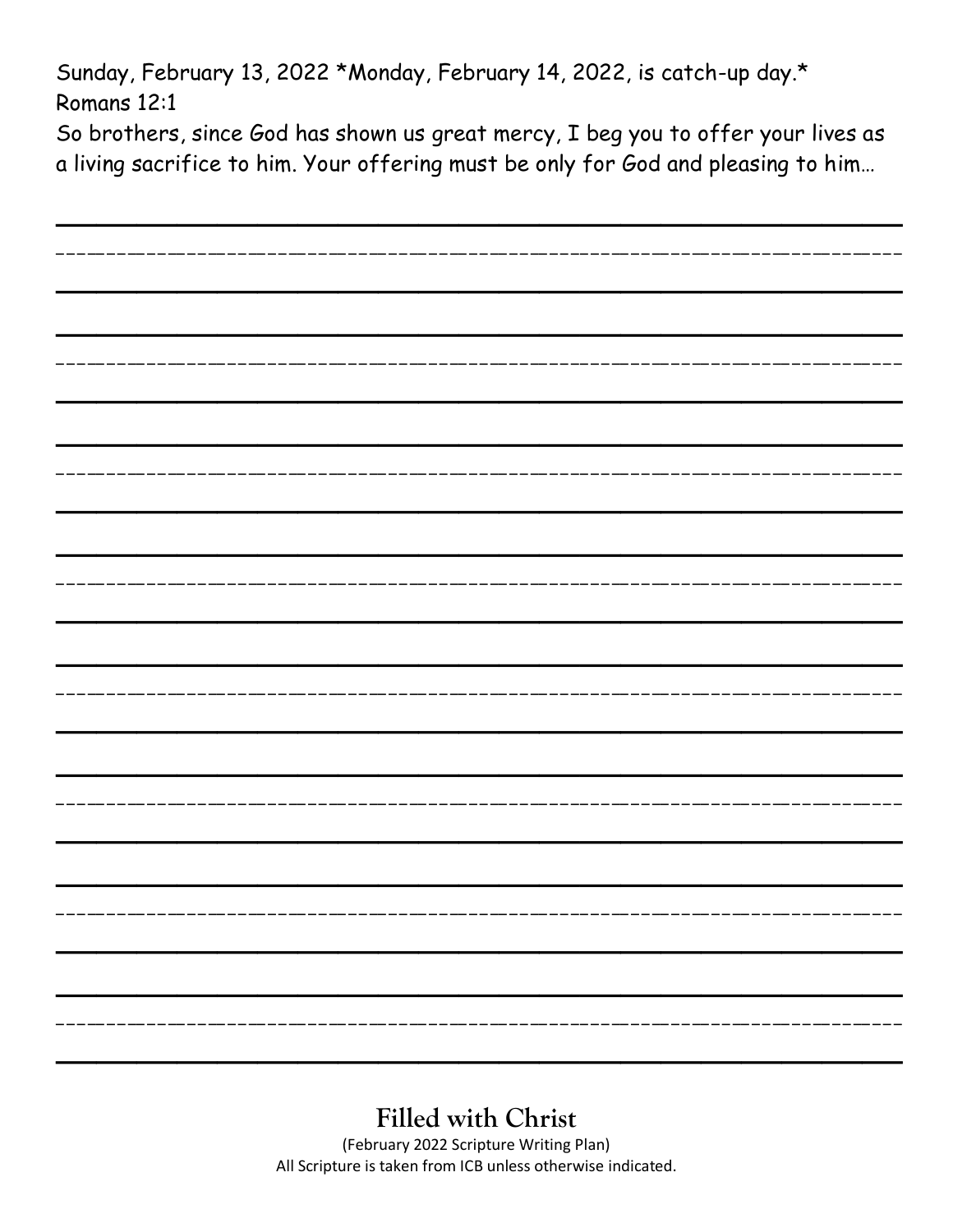Sunday, February 13, 2022 *Monday, February 14, 2022, is catch-up day.*
Romans 12:1
So brothers, since God has shown us great mercy, I beg you to offer your lives as a living sacrifice to him. Your offering must be only for God and pleasing to him…

## Filled with Christ

(February 2022 Scripture Writing Plan)
All Scripture is taken from ICB unless otherwise indicated.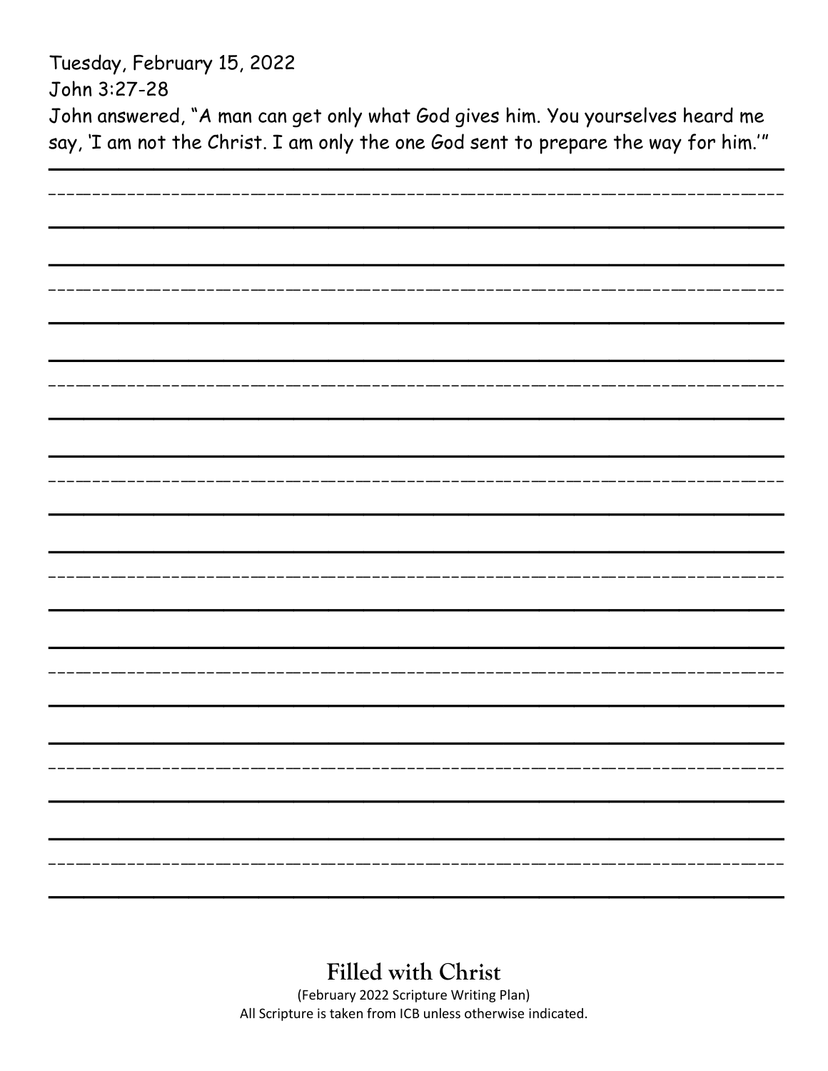Tuesday, February 15, 2022

John 3:27-28

John answered, "A man can get only what God gives him. You yourselves heard me say, 'I am not the Christ. I am only the one God sent to prepare the way for him.'"

**Filled with Christ**

(February 2022 Scripture Writing Plan)

All Scripture is taken from ICB unless otherwise indicated.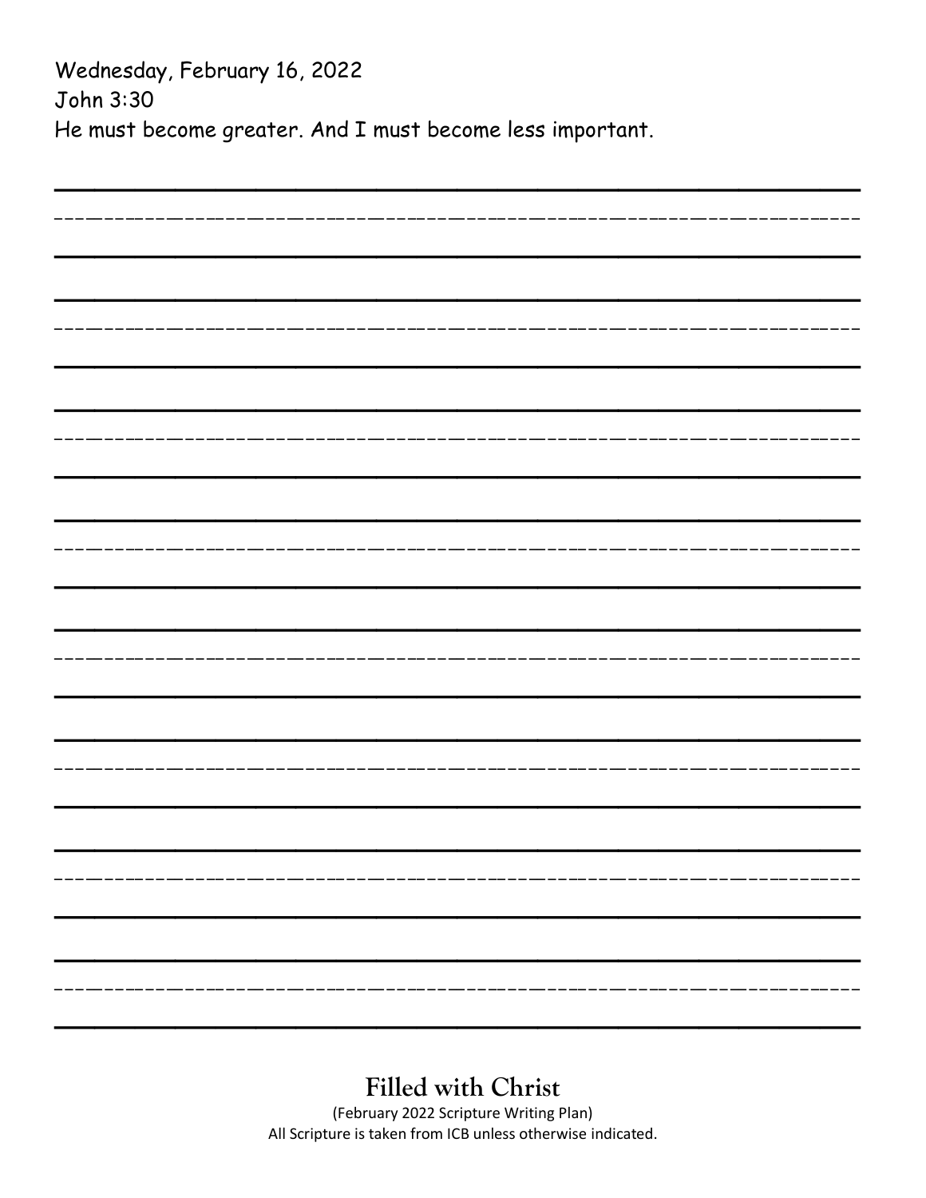Wednesday, February 16, 2022
John 3:30
He must become greater. And I must become less important.

**Filled with Christ**

(February 2022 Scripture Writing Plan)
All Scripture is taken from ICB unless otherwise indicated.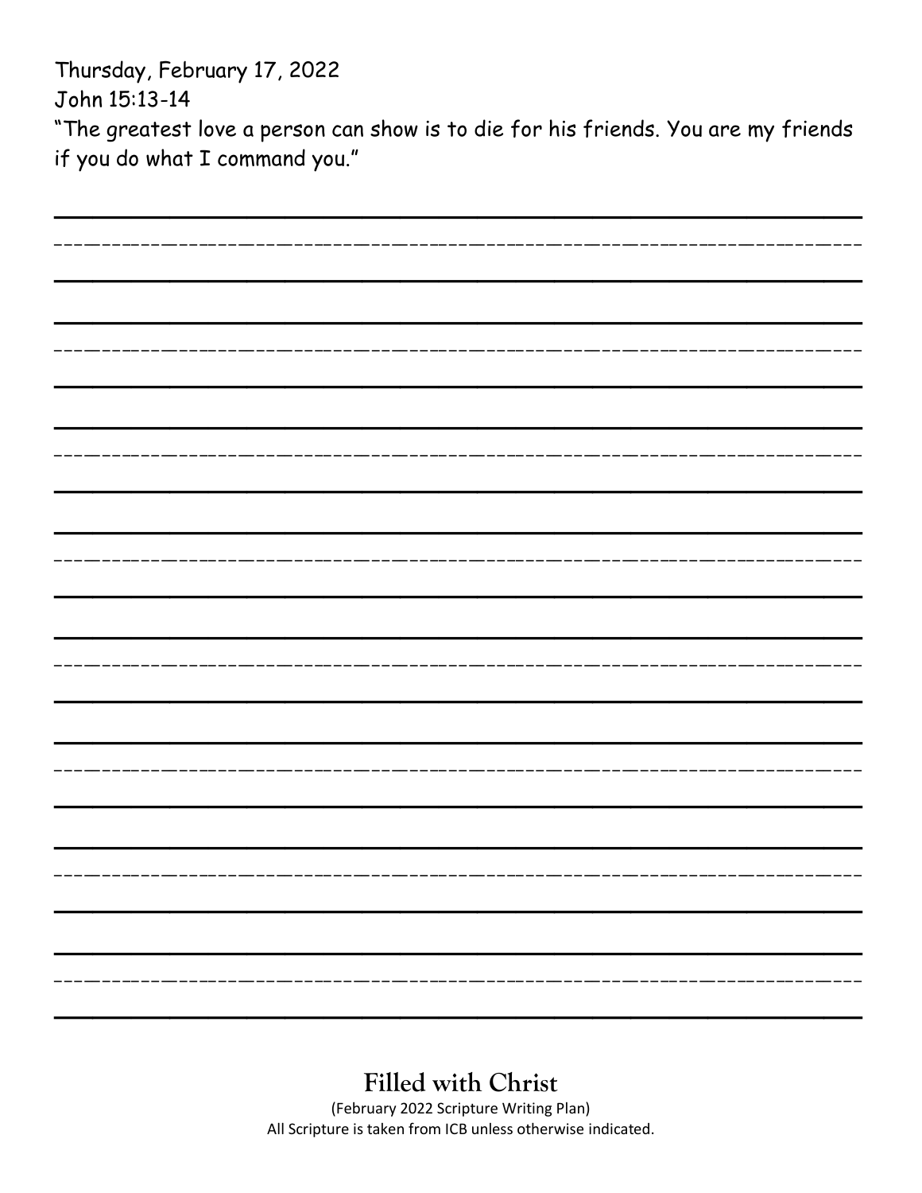Thursday, February 17, 2022

John 15:13-14

"The greatest love a person can show is to die for his friends. You are my friends if you do what I command you."

**Filled with Christ**

(February 2022 Scripture Writing Plan)

All Scripture is taken from ICB unless otherwise indicated.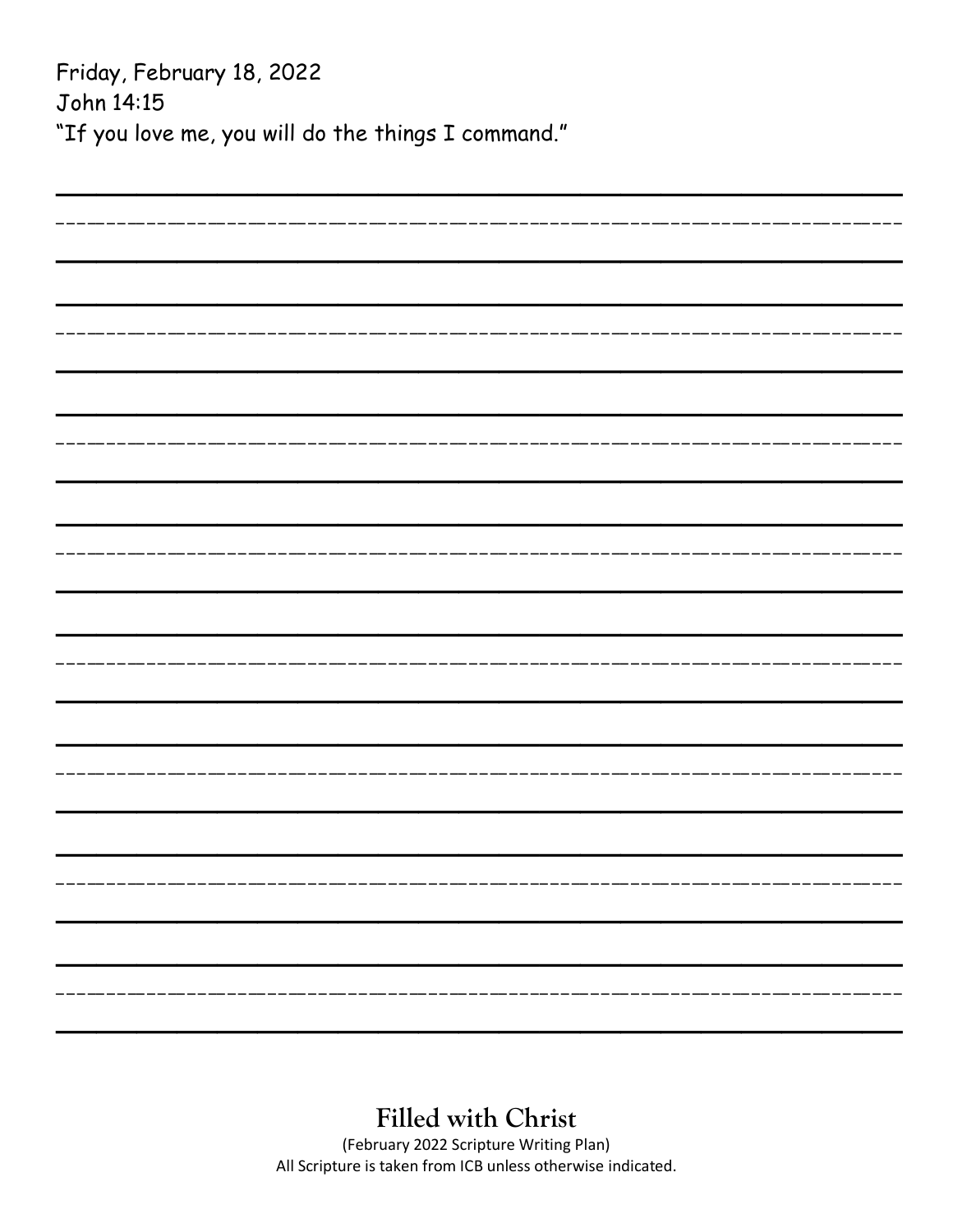Friday, February 18, 2022
John 14:15
"If you love me, you will do the things I command."

## Filled with Christ

(February 2022 Scripture Writing Plan)
All Scripture is taken from ICB unless otherwise indicated.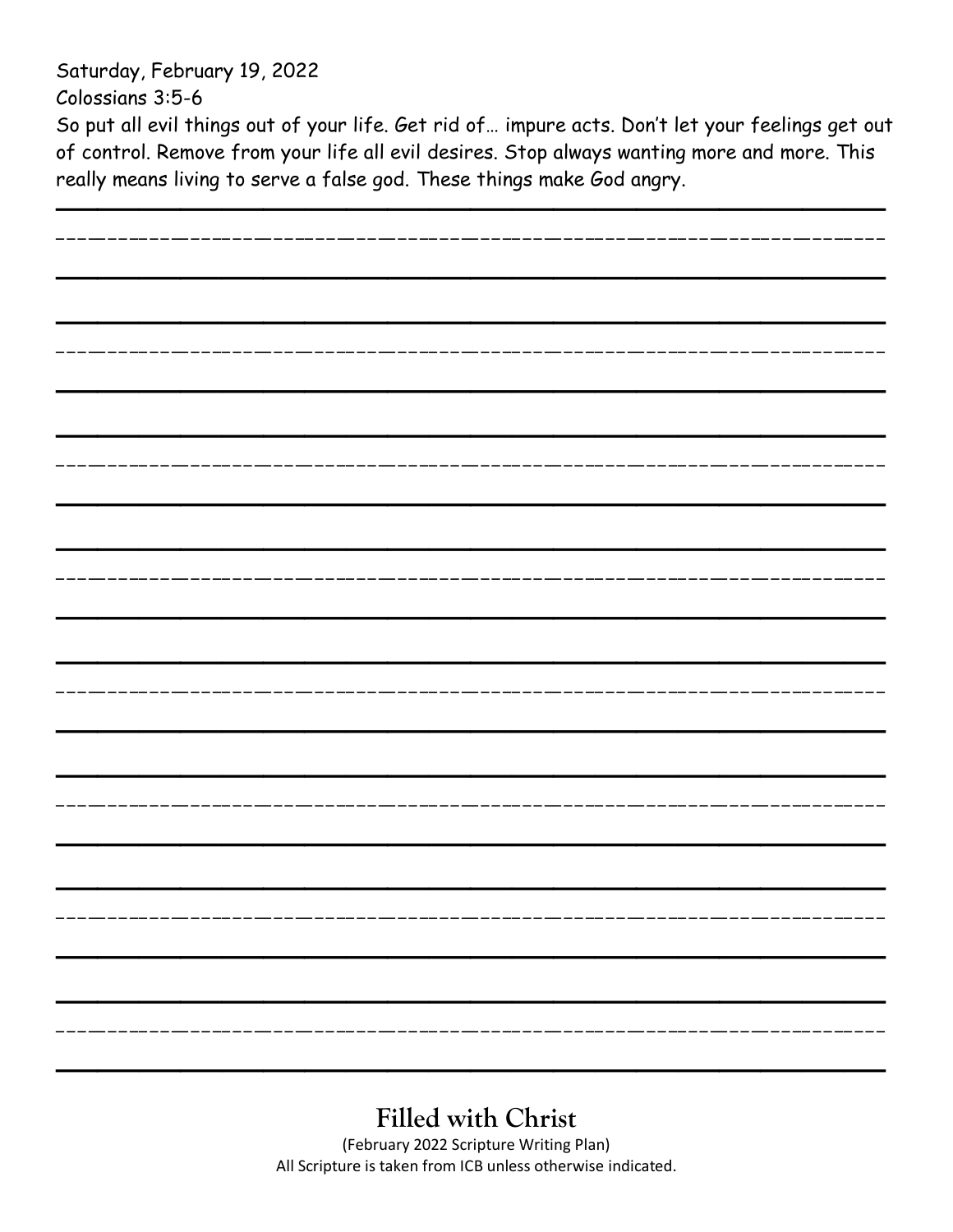Saturday, February 19, 2022

Colossians 3:5-6

So put all evil things out of your life. Get rid of… impure acts. Don’t let your feelings get out of control. Remove from your life all evil desires. Stop always wanting more and more. This really means living to serve a false god. These things make God angry.

## Filled with Christ

(February 2022 Scripture Writing Plan)

All Scripture is taken from ICB unless otherwise indicated.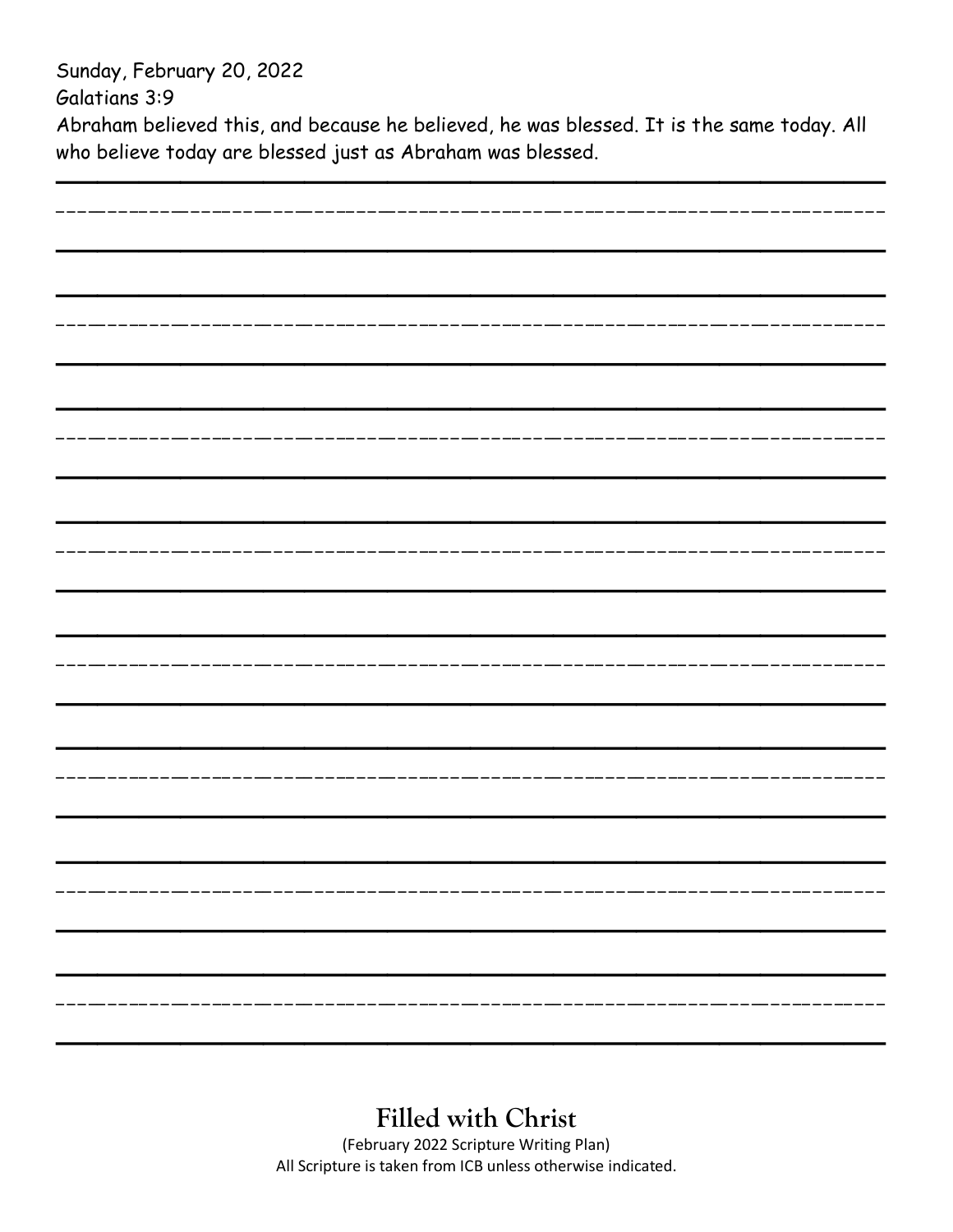Sunday, February 20, 2022

Galatians 3:9

Abraham believed this, and because he believed, he was blessed. It is the same today. All who believe today are blessed just as Abraham was blessed.

**Filled with Christ**

(February 2022 Scripture Writing Plan)

All Scripture is taken from ICB unless otherwise indicated.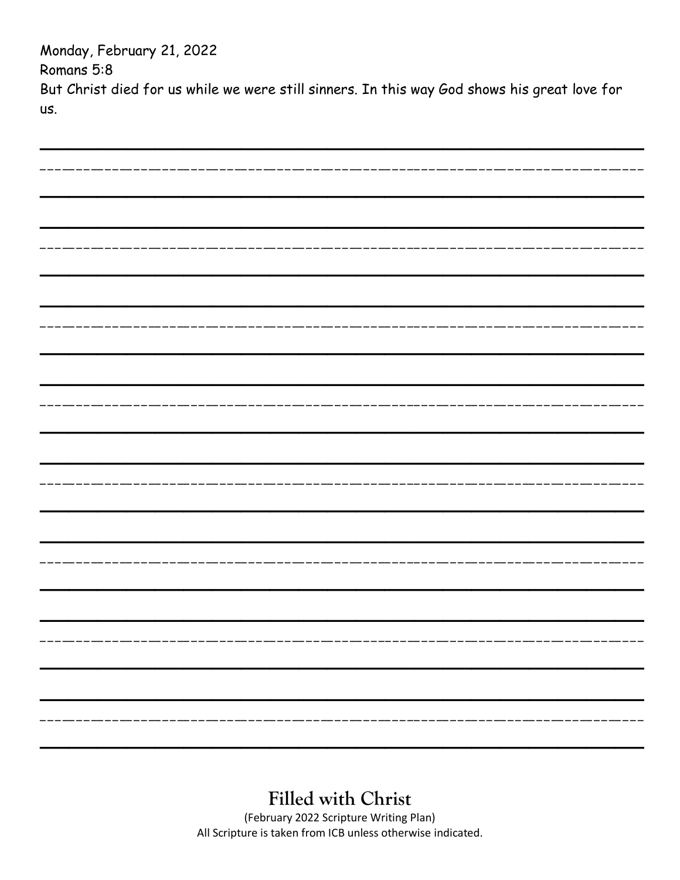Monday, February 21, 2022

Romans 5:8

But Christ died for us while we were still sinners. In this way God shows his great love for us.

**Filled with Christ**

(February 2022 Scripture Writing Plan)

All Scripture is taken from ICB unless otherwise indicated.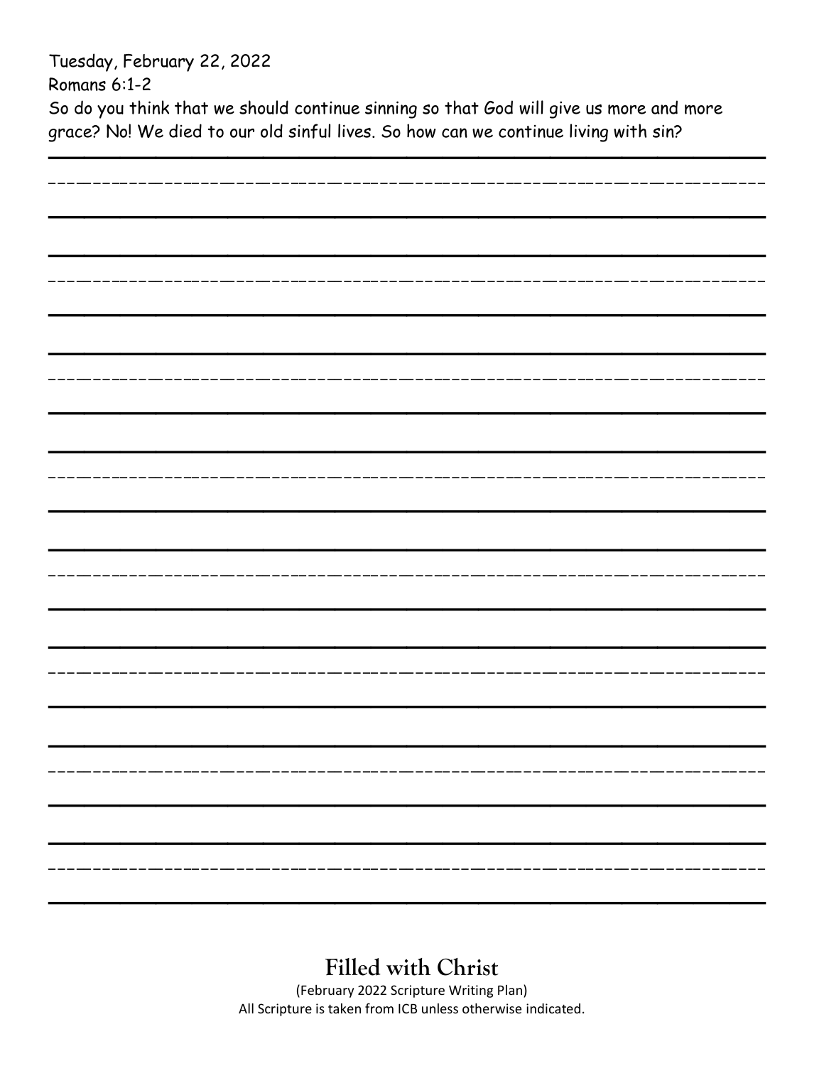Tuesday, February 22, 2022

Romans 6:1-2

So do you think that we should continue sinning so that God will give us more and more grace? No! We died to our old sinful lives. So how can we continue living with sin?

**Filled with Christ**

(February 2022 Scripture Writing Plan)

All Scripture is taken from ICB unless otherwise indicated.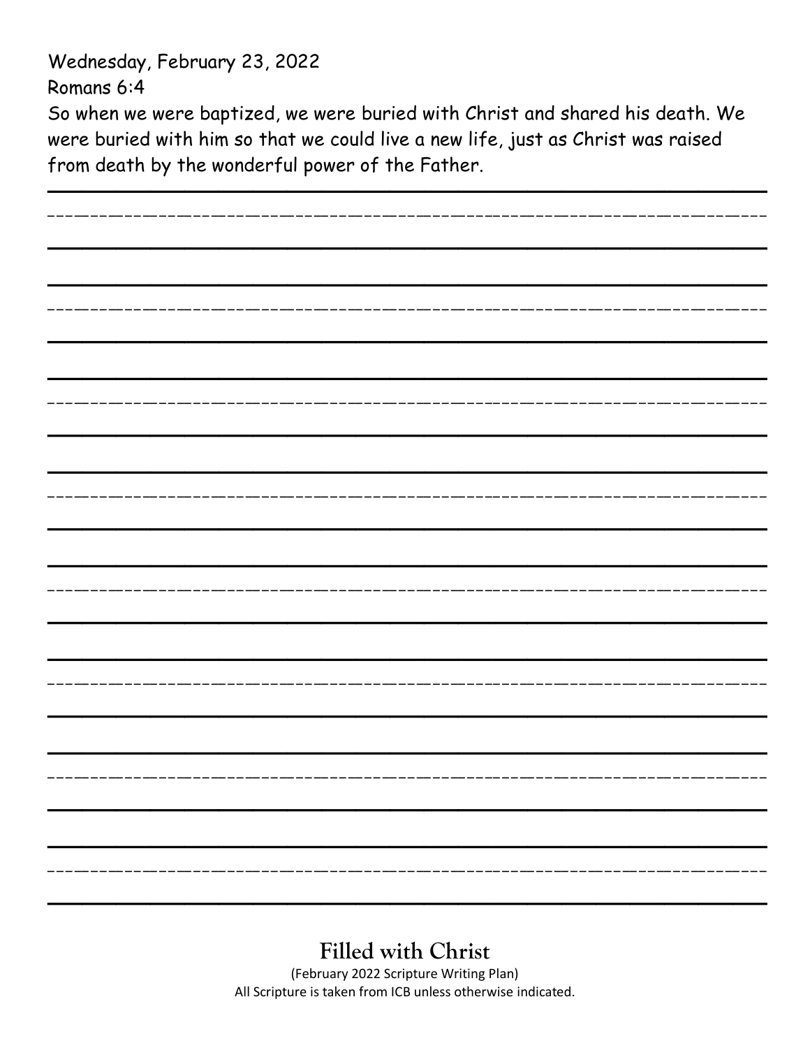Wednesday, February 23, 2022

Romans 6:4

So when we were baptized, we were buried with Christ and shared his death. We were buried with him so that we could live a new life, just as Christ was raised from death by the wonderful power of the Father.

## Filled with Christ

(February 2022 Scripture Writing Plan)

All Scripture is taken from ICB unless otherwise indicated.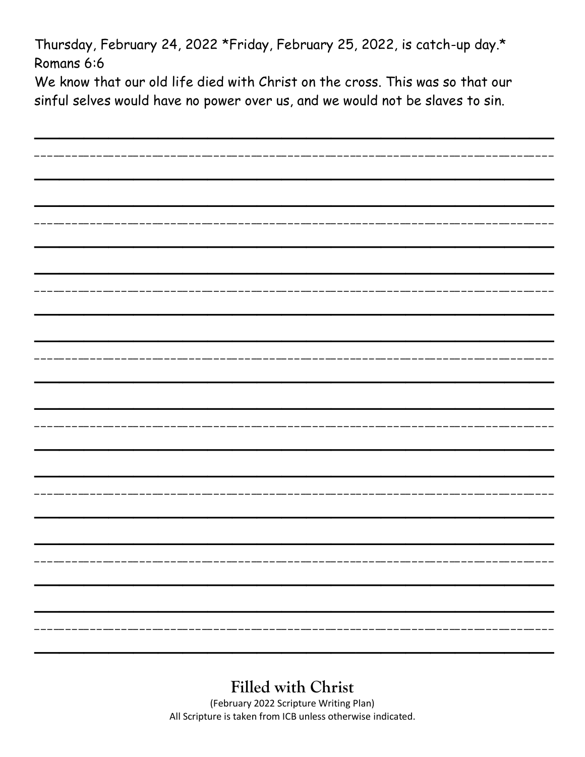Thursday, February 24, 2022 *Friday, February 25, 2022, is catch-up day.*
Romans 6:6
We know that our old life died with Christ on the cross. This was so that our sinful selves would have no power over us, and we would not be slaves to sin.

**Filled with Christ**

(February 2022 Scripture Writing Plan)
All Scripture is taken from ICB unless otherwise indicated.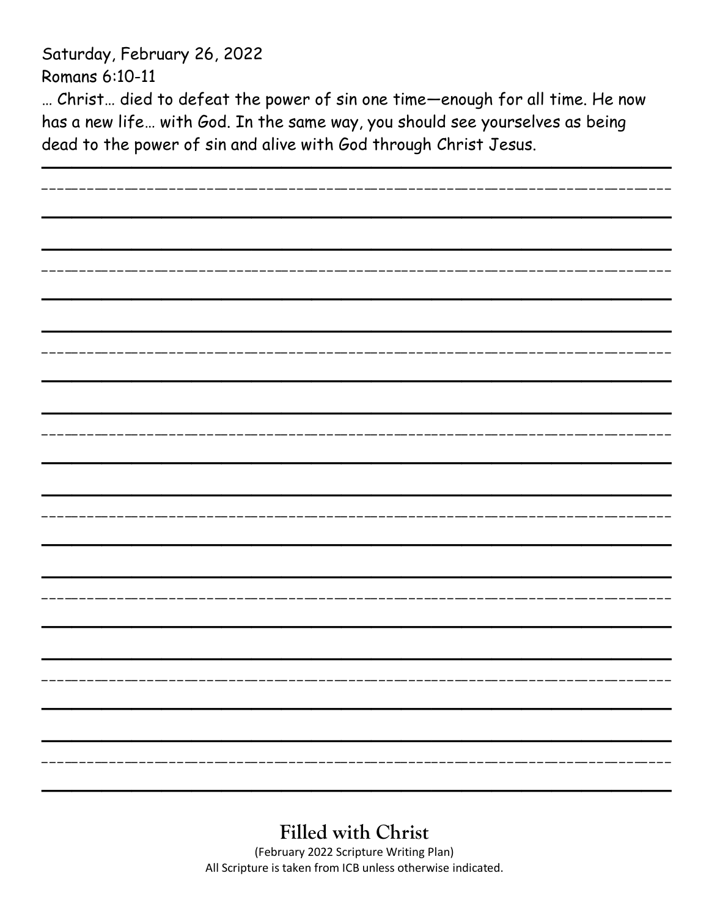Saturday, February 26, 2022

Romans 6:10-11

… Christ… died to defeat the power of sin one time—enough for all time. He now has a new life… with God. In the same way, you should see yourselves as being dead to the power of sin and alive with God through Christ Jesus.

## Filled with Christ

(February 2022 Scripture Writing Plan)

All Scripture is taken from ICB unless otherwise indicated.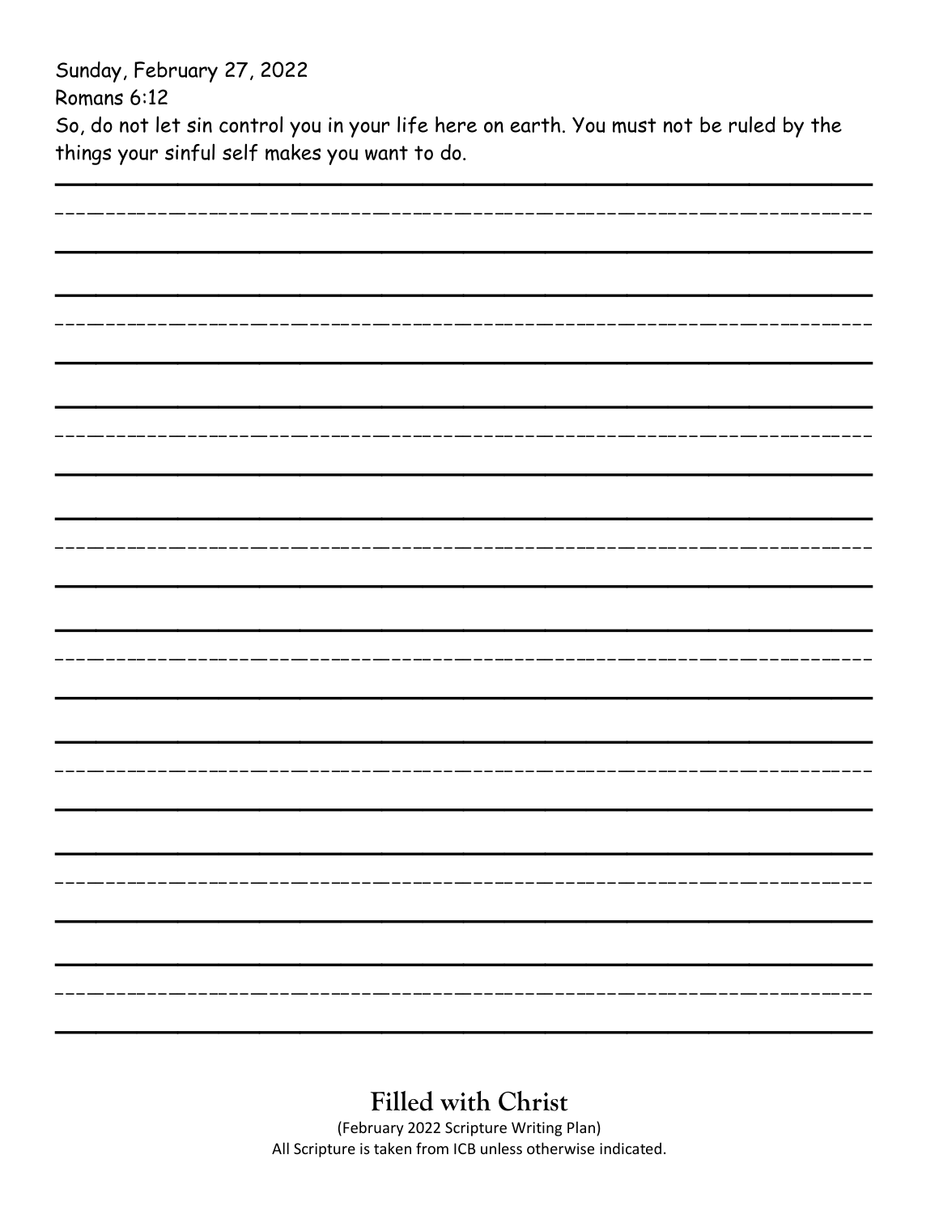Sunday, February 27, 2022

Romans 6:12

So, do not let sin control you in your life here on earth. You must not be ruled by the things your sinful self makes you want to do.

**Filled with Christ**

(February 2022 Scripture Writing Plan)

All Scripture is taken from ICB unless otherwise indicated.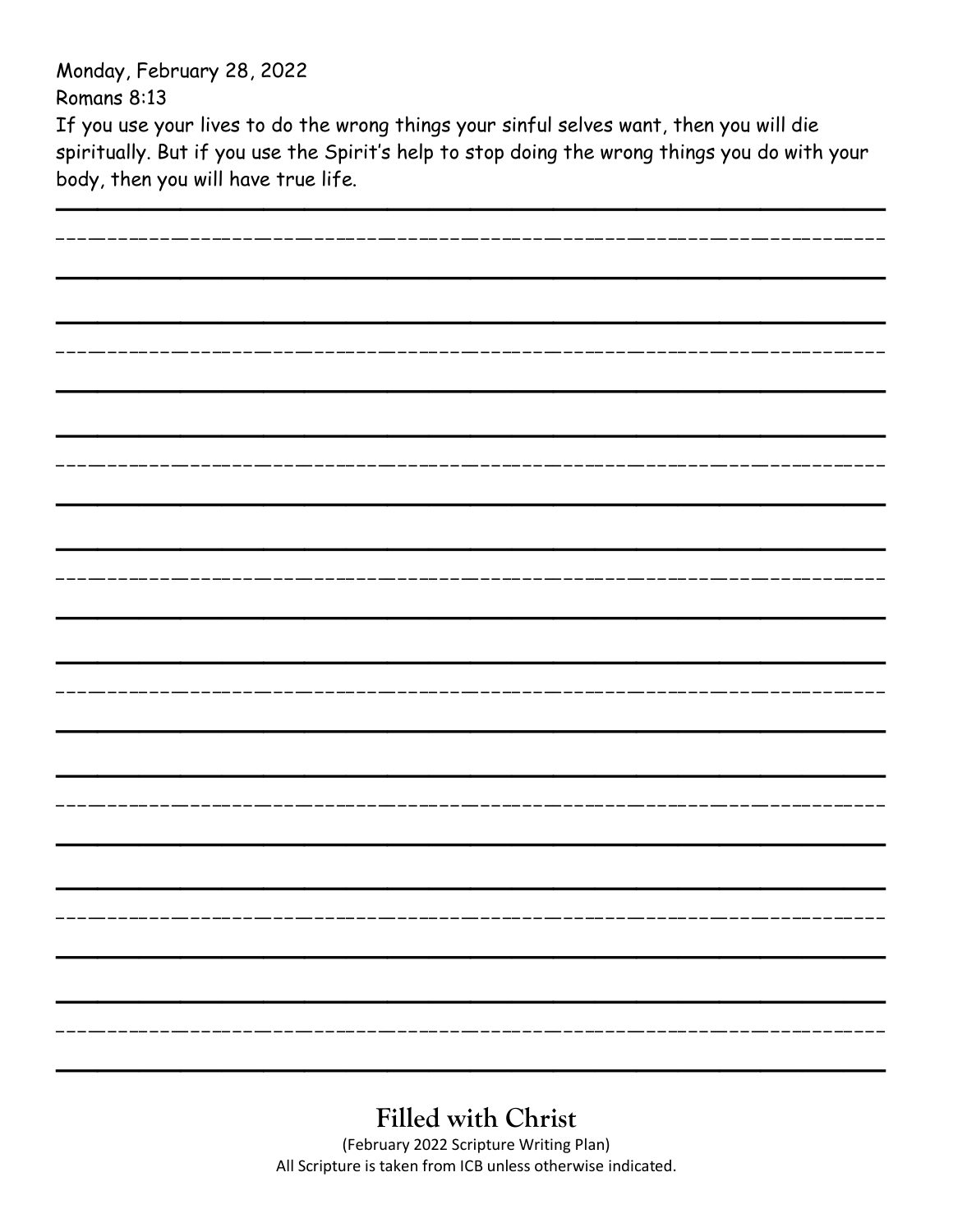Monday, February 28, 2022

Romans 8:13

If you use your lives to do the wrong things your sinful selves want, then you will die spiritually. But if you use the Spirit's help to stop doing the wrong things you do with your body, then you will have true life.

**Filled with Christ**

(February 2022 Scripture Writing Plan)

All Scripture is taken from ICB unless otherwise indicated.